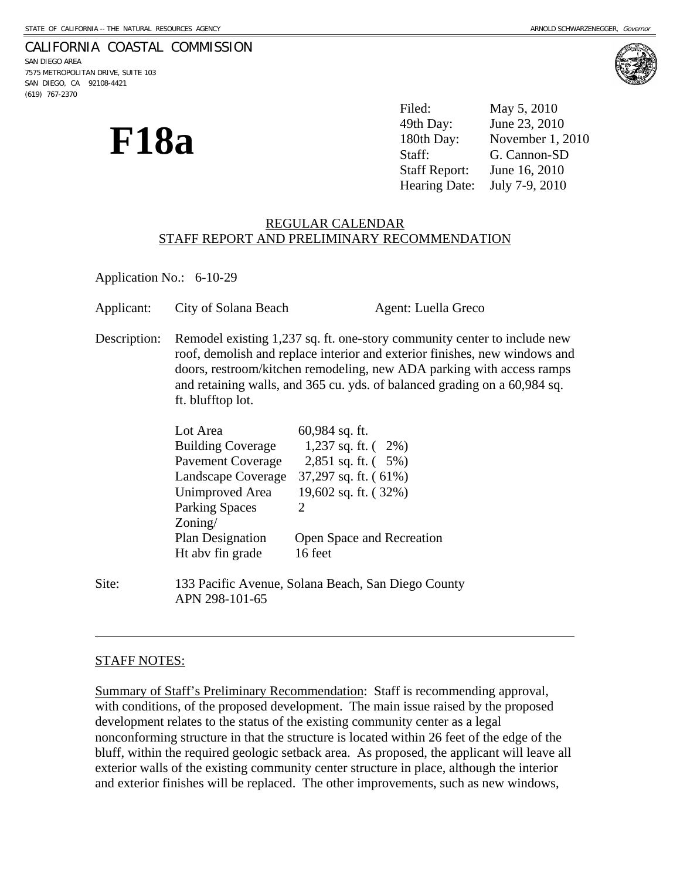STATE OF CALIFORNIA -- THE NATURAL RESOURCES AGENCY

ARNOLD SCHWARZENEGGER, *Governor*

CALIFORNIA COASTAL COMMISSION
SAN DIEGO AREA
7575 METROPOLITAN DRIVE, SUITE 103
SAN DIEGO, CA 92108-4421
(619) 767-2370

# F18a

| | |
|---|---|
| Filed: | May 5, 2010 |
| 49th Day: | June 23, 2010 |
| 180th Day: | November 1, 2010 |
| Staff: | G. Cannon-SD |
| Staff Report: | June 16, 2010 |
| Hearing Date: | July 7-9, 2010 |

## REGULAR CALENDAR
## STAFF REPORT AND PRELIMINARY RECOMMENDATION

Application No.: 6-10-29

Applicant: City of Solana Beach Agent: Luella Greco

Description: Remodel existing 1,237 sq. ft. one-story community center to include new roof, demolish and replace interior and exterior finishes, new windows and doors, restroom/kitchen remodeling, new ADA parking with access ramps and retaining walls, and 365 cu. yds. of balanced grading on a 60,984 sq. ft. blufftop lot.

| | |
|---|---|
| Lot Area | 60,984 sq. ft. |
| Building Coverage | 1,237 sq. ft. ( 2%) |
| Pavement Coverage | 2,851 sq. ft. ( 5%) |
| Landscape Coverage | 37,297 sq. ft. ( 61%) |
| Unimproved Area | 19,602 sq. ft. ( 32%) |
| Parking Spaces | 2 |
| Zoning/ Plan Designation | Open Space and Recreation |
| Ht abv fin grade | 16 feet |

Site: 133 Pacific Avenue, Solana Beach, San Diego County
APN 298-101-65

---

STAFF NOTES:

Summary of Staff's Preliminary Recommendation: Staff is recommending approval, with conditions, of the proposed development. The main issue raised by the proposed development relates to the status of the existing community center as a legal nonconforming structure in that the structure is located within 26 feet of the edge of the bluff, within the required geologic setback area. As proposed, the applicant will leave all exterior walls of the existing community center structure in place, although the interior and exterior finishes will be replaced. The other improvements, such as new windows,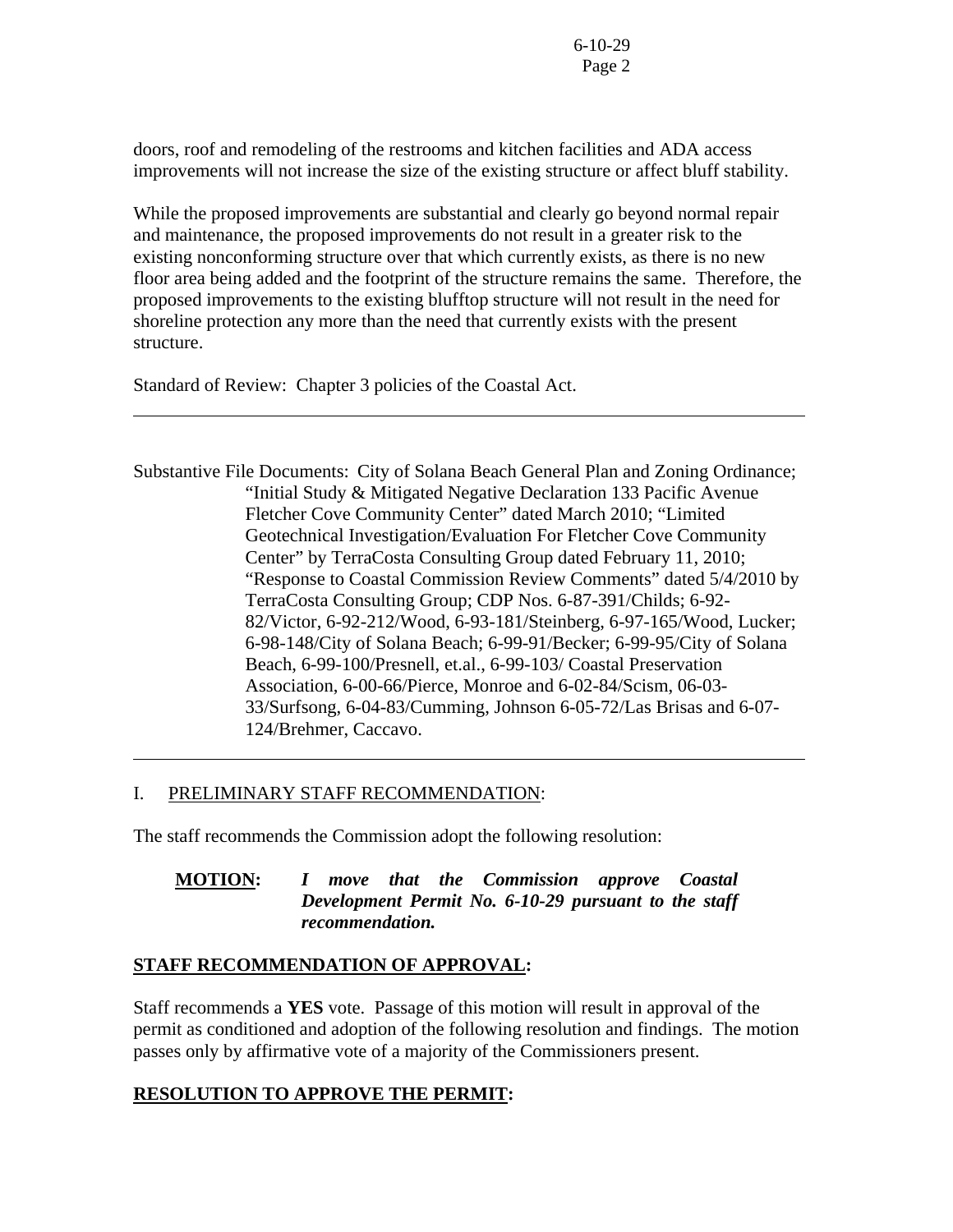doors, roof and remodeling of the restrooms and kitchen facilities and ADA access improvements will not increase the size of the existing structure or affect bluff stability.

While the proposed improvements are substantial and clearly go beyond normal repair and maintenance, the proposed improvements do not result in a greater risk to the existing nonconforming structure over that which currently exists, as there is no new floor area being added and the footprint of the structure remains the same. Therefore, the proposed improvements to the existing blufftop structure will not result in the need for shoreline protection any more than the need that currently exists with the present structure.

Standard of Review: Chapter 3 policies of the Coastal Act.

---

Substantive File Documents: City of Solana Beach General Plan and Zoning Ordinance; "Initial Study & Mitigated Negative Declaration 133 Pacific Avenue Fletcher Cove Community Center" dated March 2010; "Limited Geotechnical Investigation/Evaluation For Fletcher Cove Community Center" by TerraCosta Consulting Group dated February 11, 2010; "Response to Coastal Commission Review Comments" dated 5/4/2010 by TerraCosta Consulting Group; CDP Nos. 6-87-391/Childs; 6-92-82/Victor, 6-92-212/Wood, 6-93-181/Steinberg, 6-97-165/Wood, Lucker; 6-98-148/City of Solana Beach; 6-99-91/Becker; 6-99-95/City of Solana Beach, 6-99-100/Presnell, et.al., 6-99-103/ Coastal Preservation Association, 6-00-66/Pierce, Monroe and 6-02-84/Scism, 06-03-33/Surfsong, 6-04-83/Cumming, Johnson 6-05-72/Las Brisas and 6-07-124/Brehmer, Caccavo.

---

I. PRELIMINARY STAFF RECOMMENDATION:

The staff recommends the Commission adopt the following resolution:

**MOTION:** ***I move that the Commission approve Coastal Development Permit No. 6-10-29 pursuant to the staff recommendation.***

**STAFF RECOMMENDATION OF APPROVAL:**

Staff recommends a **YES** vote. Passage of this motion will result in approval of the permit as conditioned and adoption of the following resolution and findings. The motion passes only by affirmative vote of a majority of the Commissioners present.

**RESOLUTION TO APPROVE THE PERMIT:**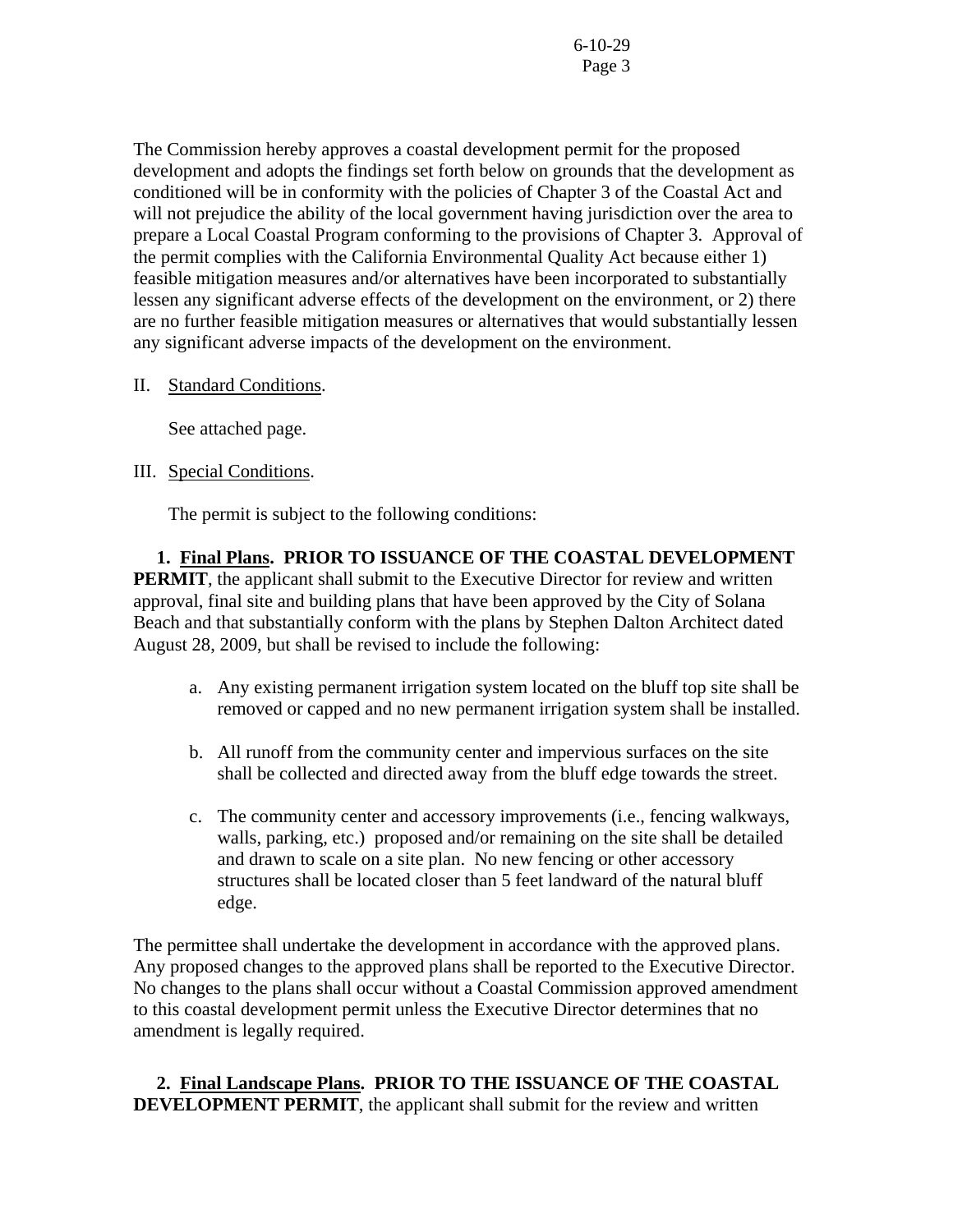The Commission hereby approves a coastal development permit for the proposed development and adopts the findings set forth below on grounds that the development as conditioned will be in conformity with the policies of Chapter 3 of the Coastal Act and will not prejudice the ability of the local government having jurisdiction over the area to prepare a Local Coastal Program conforming to the provisions of Chapter 3. Approval of the permit complies with the California Environmental Quality Act because either 1) feasible mitigation measures and/or alternatives have been incorporated to substantially lessen any significant adverse effects of the development on the environment, or 2) there are no further feasible mitigation measures or alternatives that would substantially lessen any significant adverse impacts of the development on the environment.

II. Standard Conditions.

See attached page.

III. Special Conditions.

The permit is subject to the following conditions:

**1. Final Plans. PRIOR TO ISSUANCE OF THE COASTAL DEVELOPMENT PERMIT**, the applicant shall submit to the Executive Director for review and written approval, final site and building plans that have been approved by the City of Solana Beach and that substantially conform with the plans by Stephen Dalton Architect dated August 28, 2009, but shall be revised to include the following:

a. Any existing permanent irrigation system located on the bluff top site shall be removed or capped and no new permanent irrigation system shall be installed.

b. All runoff from the community center and impervious surfaces on the site shall be collected and directed away from the bluff edge towards the street.

c. The community center and accessory improvements (i.e., fencing walkways, walls, parking, etc.) proposed and/or remaining on the site shall be detailed and drawn to scale on a site plan. No new fencing or other accessory structures shall be located closer than 5 feet landward of the natural bluff edge.

The permittee shall undertake the development in accordance with the approved plans. Any proposed changes to the approved plans shall be reported to the Executive Director. No changes to the plans shall occur without a Coastal Commission approved amendment to this coastal development permit unless the Executive Director determines that no amendment is legally required.

**2. Final Landscape Plans. PRIOR TO THE ISSUANCE OF THE COASTAL DEVELOPMENT PERMIT**, the applicant shall submit for the review and written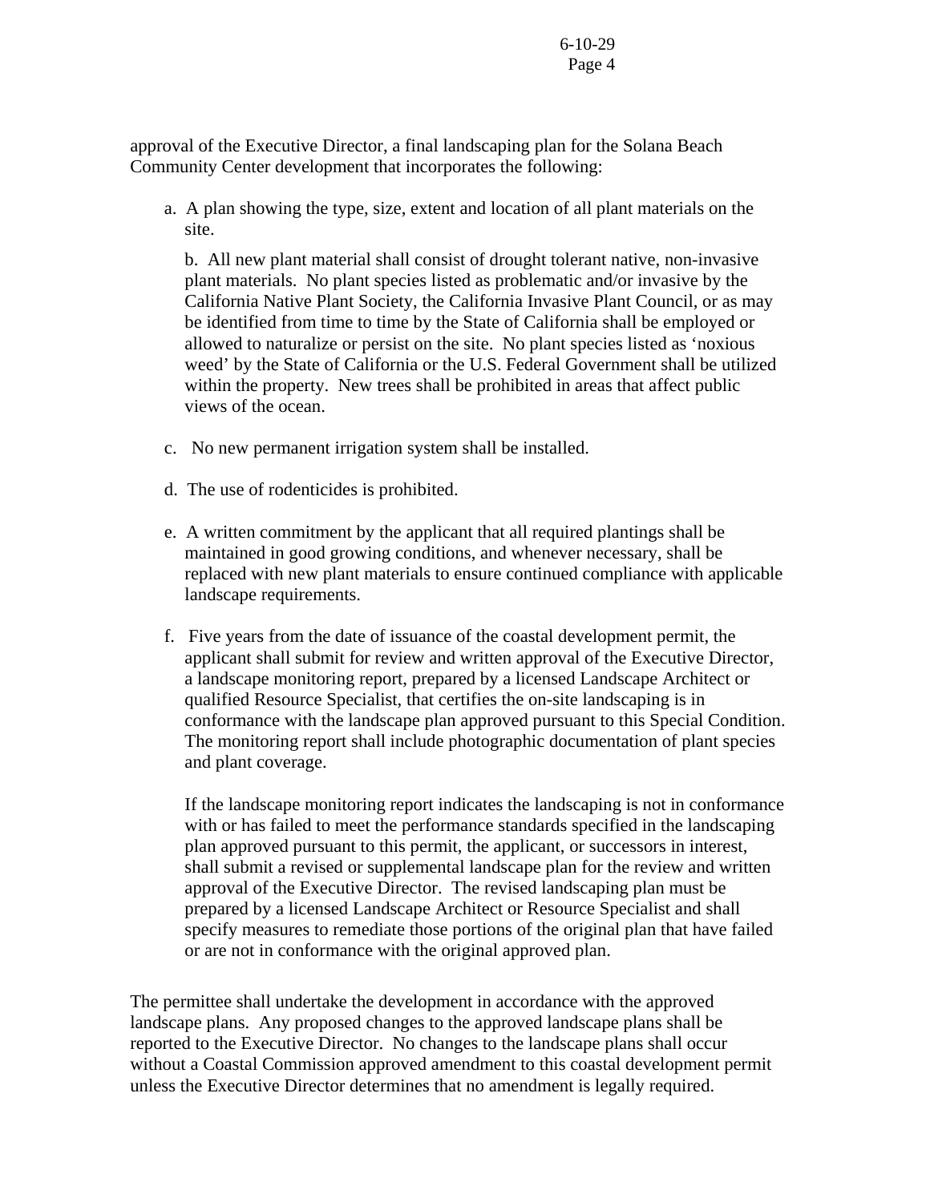approval of the Executive Director, a final landscaping plan for the Solana Beach Community Center development that incorporates the following:

a. A plan showing the type, size, extent and location of all plant materials on the site.

b. All new plant material shall consist of drought tolerant native, non-invasive plant materials. No plant species listed as problematic and/or invasive by the California Native Plant Society, the California Invasive Plant Council, or as may be identified from time to time by the State of California shall be employed or allowed to naturalize or persist on the site. No plant species listed as 'noxious weed' by the State of California or the U.S. Federal Government shall be utilized within the property. New trees shall be prohibited in areas that affect public views of the ocean.

c. No new permanent irrigation system shall be installed.

d. The use of rodenticides is prohibited.

e. A written commitment by the applicant that all required plantings shall be maintained in good growing conditions, and whenever necessary, shall be replaced with new plant materials to ensure continued compliance with applicable landscape requirements.

f. Five years from the date of issuance of the coastal development permit, the applicant shall submit for review and written approval of the Executive Director, a landscape monitoring report, prepared by a licensed Landscape Architect or qualified Resource Specialist, that certifies the on-site landscaping is in conformance with the landscape plan approved pursuant to this Special Condition. The monitoring report shall include photographic documentation of plant species and plant coverage.

If the landscape monitoring report indicates the landscaping is not in conformance with or has failed to meet the performance standards specified in the landscaping plan approved pursuant to this permit, the applicant, or successors in interest, shall submit a revised or supplemental landscape plan for the review and written approval of the Executive Director. The revised landscaping plan must be prepared by a licensed Landscape Architect or Resource Specialist and shall specify measures to remediate those portions of the original plan that have failed or are not in conformance with the original approved plan.

The permittee shall undertake the development in accordance with the approved landscape plans. Any proposed changes to the approved landscape plans shall be reported to the Executive Director. No changes to the landscape plans shall occur without a Coastal Commission approved amendment to this coastal development permit unless the Executive Director determines that no amendment is legally required.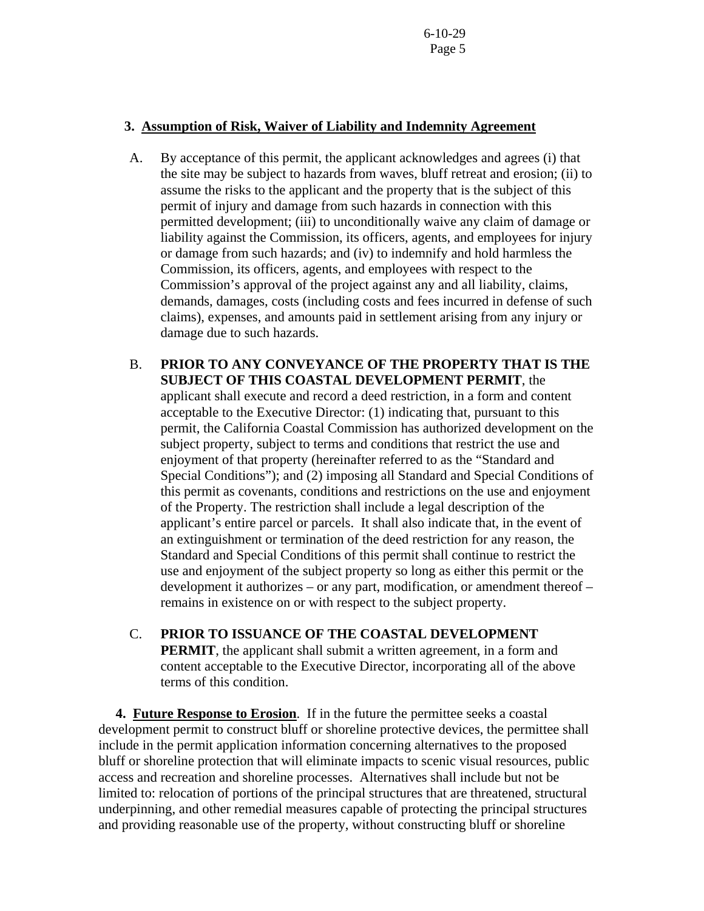**3. <u>Assumption of Risk, Waiver of Liability and Indemnity Agreement</u>**

A. By acceptance of this permit, the applicant acknowledges and agrees (i) that the site may be subject to hazards from waves, bluff retreat and erosion; (ii) to assume the risks to the applicant and the property that is the subject of this permit of injury and damage from such hazards in connection with this permitted development; (iii) to unconditionally waive any claim of damage or liability against the Commission, its officers, agents, and employees for injury or damage from such hazards; and (iv) to indemnify and hold harmless the Commission, its officers, agents, and employees with respect to the Commission's approval of the project against any and all liability, claims, demands, damages, costs (including costs and fees incurred in defense of such claims), expenses, and amounts paid in settlement arising from any injury or damage due to such hazards.

B. **PRIOR TO ANY CONVEYANCE OF THE PROPERTY THAT IS THE SUBJECT OF THIS COASTAL DEVELOPMENT PERMIT**, the applicant shall execute and record a deed restriction, in a form and content acceptable to the Executive Director: (1) indicating that, pursuant to this permit, the California Coastal Commission has authorized development on the subject property, subject to terms and conditions that restrict the use and enjoyment of that property (hereinafter referred to as the "Standard and Special Conditions"); and (2) imposing all Standard and Special Conditions of this permit as covenants, conditions and restrictions on the use and enjoyment of the Property. The restriction shall include a legal description of the applicant's entire parcel or parcels. It shall also indicate that, in the event of an extinguishment or termination of the deed restriction for any reason, the Standard and Special Conditions of this permit shall continue to restrict the use and enjoyment of the subject property so long as either this permit or the development it authorizes – or any part, modification, or amendment thereof – remains in existence on or with respect to the subject property.

C. **PRIOR TO ISSUANCE OF THE COASTAL DEVELOPMENT PERMIT**, the applicant shall submit a written agreement, in a form and content acceptable to the Executive Director, incorporating all of the above terms of this condition.

**4. <u>Future Response to Erosion</u>**. If in the future the permittee seeks a coastal development permit to construct bluff or shoreline protective devices, the permittee shall include in the permit application information concerning alternatives to the proposed bluff or shoreline protection that will eliminate impacts to scenic visual resources, public access and recreation and shoreline processes. Alternatives shall include but not be limited to: relocation of portions of the principal structures that are threatened, structural underpinning, and other remedial measures capable of protecting the principal structures and providing reasonable use of the property, without constructing bluff or shoreline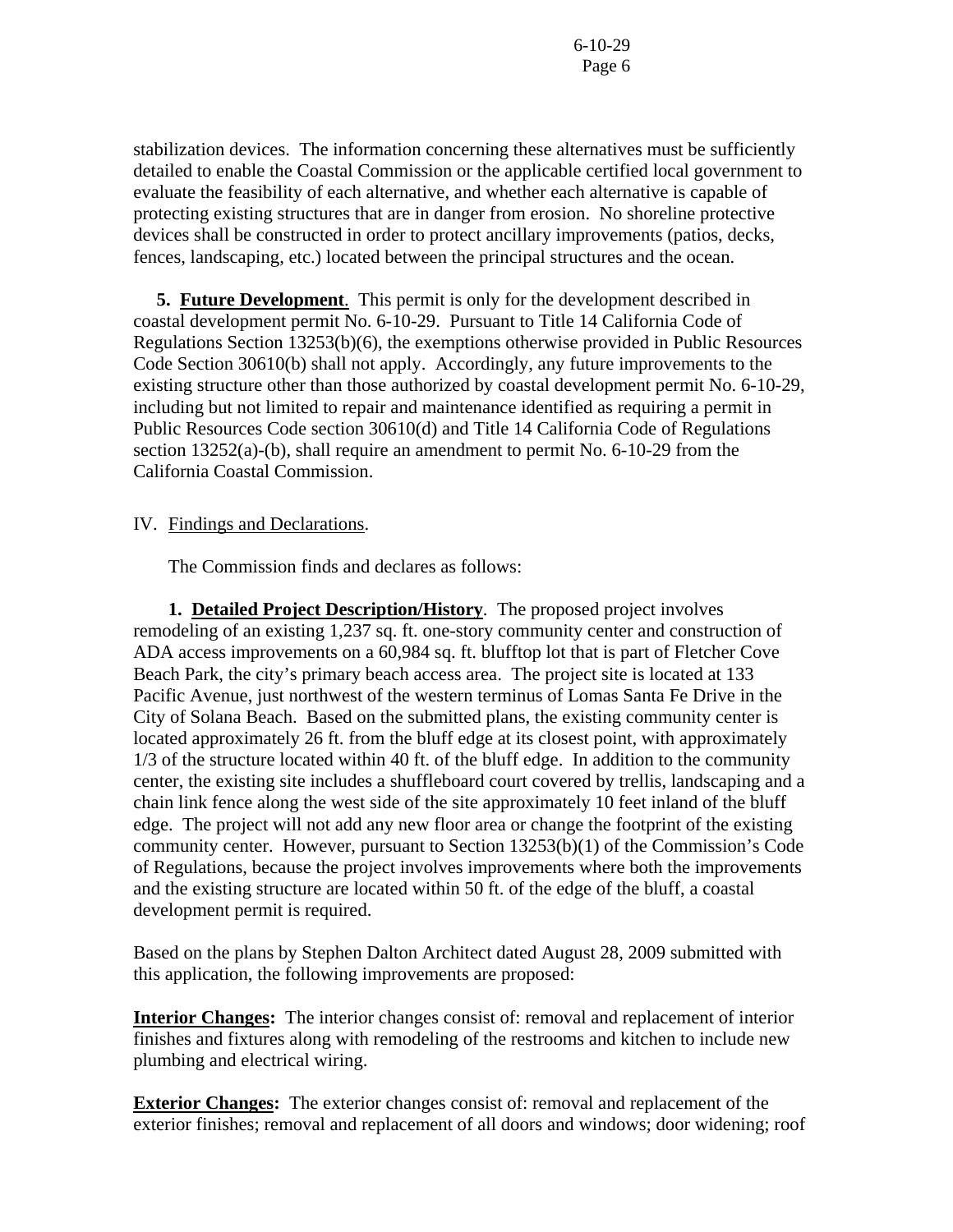stabilization devices. The information concerning these alternatives must be sufficiently detailed to enable the Coastal Commission or the applicable certified local government to evaluate the feasibility of each alternative, and whether each alternative is capable of protecting existing structures that are in danger from erosion. No shoreline protective devices shall be constructed in order to protect ancillary improvements (patios, decks, fences, landscaping, etc.) located between the principal structures and the ocean.

**5. Future Development**. This permit is only for the development described in coastal development permit No. 6-10-29. Pursuant to Title 14 California Code of Regulations Section 13253(b)(6), the exemptions otherwise provided in Public Resources Code Section 30610(b) shall not apply. Accordingly, any future improvements to the existing structure other than those authorized by coastal development permit No. 6-10-29, including but not limited to repair and maintenance identified as requiring a permit in Public Resources Code section 30610(d) and Title 14 California Code of Regulations section 13252(a)-(b), shall require an amendment to permit No. 6-10-29 from the California Coastal Commission.

IV. Findings and Declarations.

The Commission finds and declares as follows:

**1. Detailed Project Description/History**. The proposed project involves remodeling of an existing 1,237 sq. ft. one-story community center and construction of ADA access improvements on a 60,984 sq. ft. blufftop lot that is part of Fletcher Cove Beach Park, the city's primary beach access area. The project site is located at 133 Pacific Avenue, just northwest of the western terminus of Lomas Santa Fe Drive in the City of Solana Beach. Based on the submitted plans, the existing community center is located approximately 26 ft. from the bluff edge at its closest point, with approximately 1/3 of the structure located within 40 ft. of the bluff edge. In addition to the community center, the existing site includes a shuffleboard court covered by trellis, landscaping and a chain link fence along the west side of the site approximately 10 feet inland of the bluff edge. The project will not add any new floor area or change the footprint of the existing community center. However, pursuant to Section 13253(b)(1) of the Commission's Code of Regulations, because the project involves improvements where both the improvements and the existing structure are located within 50 ft. of the edge of the bluff, a coastal development permit is required.

Based on the plans by Stephen Dalton Architect dated August 28, 2009 submitted with this application, the following improvements are proposed:

**Interior Changes:** The interior changes consist of: removal and replacement of interior finishes and fixtures along with remodeling of the restrooms and kitchen to include new plumbing and electrical wiring.

**Exterior Changes:** The exterior changes consist of: removal and replacement of the exterior finishes; removal and replacement of all doors and windows; door widening; roof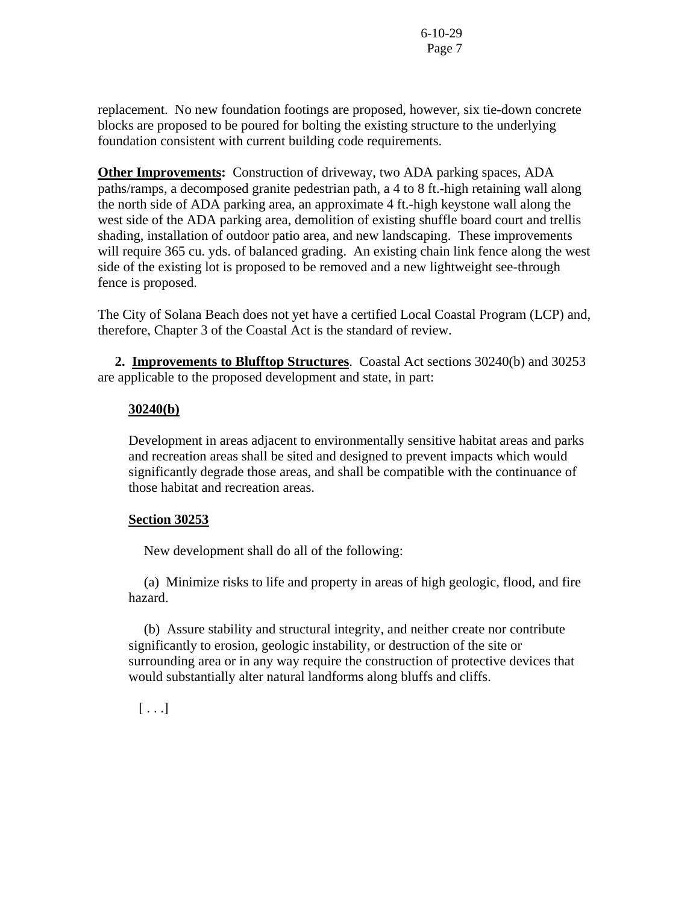replacement. No new foundation footings are proposed, however, six tie-down concrete blocks are proposed to be poured for bolting the existing structure to the underlying foundation consistent with current building code requirements.

**Other Improvements:** Construction of driveway, two ADA parking spaces, ADA paths/ramps, a decomposed granite pedestrian path, a 4 to 8 ft.-high retaining wall along the north side of ADA parking area, an approximate 4 ft.-high keystone wall along the west side of the ADA parking area, demolition of existing shuffle board court and trellis shading, installation of outdoor patio area, and new landscaping. These improvements will require 365 cu. yds. of balanced grading. An existing chain link fence along the west side of the existing lot is proposed to be removed and a new lightweight see-through fence is proposed.

The City of Solana Beach does not yet have a certified Local Coastal Program (LCP) and, therefore, Chapter 3 of the Coastal Act is the standard of review.

**2. Improvements to Blufftop Structures**. Coastal Act sections 30240(b) and 30253 are applicable to the proposed development and state, in part:

> **30240(b)**
>
> Development in areas adjacent to environmentally sensitive habitat areas and parks and recreation areas shall be sited and designed to prevent impacts which would significantly degrade those areas, and shall be compatible with the continuance of those habitat and recreation areas.
>
> **Section 30253**
>
> New development shall do all of the following:
>
> (a) Minimize risks to life and property in areas of high geologic, flood, and fire hazard.
>
> (b) Assure stability and structural integrity, and neither create nor contribute significantly to erosion, geologic instability, or destruction of the site or surrounding area or in any way require the construction of protective devices that would substantially alter natural landforms along bluffs and cliffs.
>
> [ . . .]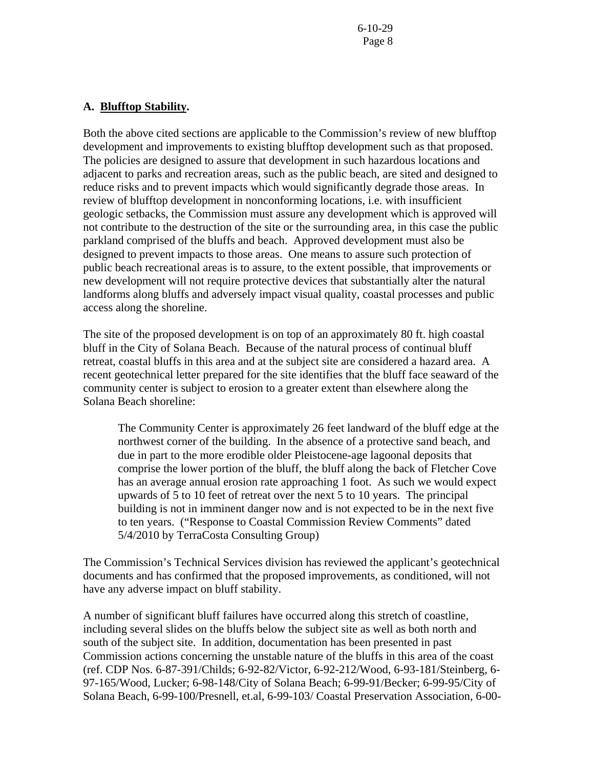### A. **Blufftop Stability.**

Both the above cited sections are applicable to the Commission's review of new blufftop development and improvements to existing blufftop development such as that proposed. The policies are designed to assure that development in such hazardous locations and adjacent to parks and recreation areas, such as the public beach, are sited and designed to reduce risks and to prevent impacts which would significantly degrade those areas. In review of blufftop development in nonconforming locations, i.e. with insufficient geologic setbacks, the Commission must assure any development which is approved will not contribute to the destruction of the site or the surrounding area, in this case the public parkland comprised of the bluffs and beach. Approved development must also be designed to prevent impacts to those areas. One means to assure such protection of public beach recreational areas is to assure, to the extent possible, that improvements or new development will not require protective devices that substantially alter the natural landforms along bluffs and adversely impact visual quality, coastal processes and public access along the shoreline.

The site of the proposed development is on top of an approximately 80 ft. high coastal bluff in the City of Solana Beach. Because of the natural process of continual bluff retreat, coastal bluffs in this area and at the subject site are considered a hazard area. A recent geotechnical letter prepared for the site identifies that the bluff face seaward of the community center is subject to erosion to a greater extent than elsewhere along the Solana Beach shoreline:

> The Community Center is approximately 26 feet landward of the bluff edge at the northwest corner of the building. In the absence of a protective sand beach, and due in part to the more erodible older Pleistocene-age lagoonal deposits that comprise the lower portion of the bluff, the bluff along the back of Fletcher Cove has an average annual erosion rate approaching 1 foot. As such we would expect upwards of 5 to 10 feet of retreat over the next 5 to 10 years. The principal building is not in imminent danger now and is not expected to be in the next five to ten years. ("Response to Coastal Commission Review Comments" dated 5/4/2010 by TerraCosta Consulting Group)

The Commission's Technical Services division has reviewed the applicant's geotechnical documents and has confirmed that the proposed improvements, as conditioned, will not have any adverse impact on bluff stability.

A number of significant bluff failures have occurred along this stretch of coastline, including several slides on the bluffs below the subject site as well as both north and south of the subject site. In addition, documentation has been presented in past Commission actions concerning the unstable nature of the bluffs in this area of the coast (ref. CDP Nos. 6-87-391/Childs; 6-92-82/Victor, 6-92-212/Wood, 6-93-181/Steinberg, 6-97-165/Wood, Lucker; 6-98-148/City of Solana Beach; 6-99-91/Becker; 6-99-95/City of Solana Beach, 6-99-100/Presnell, et.al, 6-99-103/ Coastal Preservation Association, 6-00-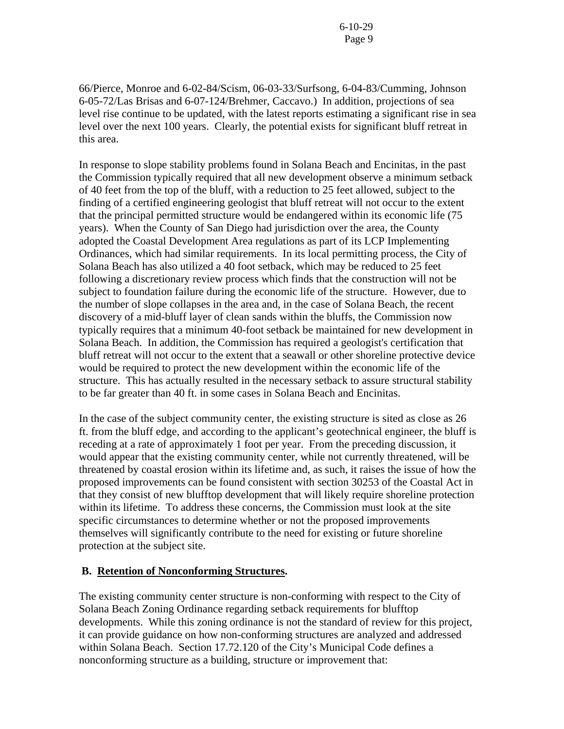66/Pierce, Monroe and 6-02-84/Scism, 06-03-33/Surfsong, 6-04-83/Cumming, Johnson 6-05-72/Las Brisas and 6-07-124/Brehmer, Caccavo.) In addition, projections of sea level rise continue to be updated, with the latest reports estimating a significant rise in sea level over the next 100 years. Clearly, the potential exists for significant bluff retreat in this area.

In response to slope stability problems found in Solana Beach and Encinitas, in the past the Commission typically required that all new development observe a minimum setback of 40 feet from the top of the bluff, with a reduction to 25 feet allowed, subject to the finding of a certified engineering geologist that bluff retreat will not occur to the extent that the principal permitted structure would be endangered within its economic life (75 years). When the County of San Diego had jurisdiction over the area, the County adopted the Coastal Development Area regulations as part of its LCP Implementing Ordinances, which had similar requirements. In its local permitting process, the City of Solana Beach has also utilized a 40 foot setback, which may be reduced to 25 feet following a discretionary review process which finds that the construction will not be subject to foundation failure during the economic life of the structure. However, due to the number of slope collapses in the area and, in the case of Solana Beach, the recent discovery of a mid-bluff layer of clean sands within the bluffs, the Commission now typically requires that a minimum 40-foot setback be maintained for new development in Solana Beach. In addition, the Commission has required a geologist's certification that bluff retreat will not occur to the extent that a seawall or other shoreline protective device would be required to protect the new development within the economic life of the structure. This has actually resulted in the necessary setback to assure structural stability to be far greater than 40 ft. in some cases in Solana Beach and Encinitas.

In the case of the subject community center, the existing structure is sited as close as 26 ft. from the bluff edge, and according to the applicant's geotechnical engineer, the bluff is receding at a rate of approximately 1 foot per year. From the preceding discussion, it would appear that the existing community center, while not currently threatened, will be threatened by coastal erosion within its lifetime and, as such, it raises the issue of how the proposed improvements can be found consistent with section 30253 of the Coastal Act in that they consist of new blufftop development that will likely require shoreline protection within its lifetime. To address these concerns, the Commission must look at the site specific circumstances to determine whether or not the proposed improvements themselves will significantly contribute to the need for existing or future shoreline protection at the subject site.

**B. <u>Retention of Nonconforming Structures</u>.**

The existing community center structure is non-conforming with respect to the City of Solana Beach Zoning Ordinance regarding setback requirements for blufftop developments. While this zoning ordinance is not the standard of review for this project, it can provide guidance on how non-conforming structures are analyzed and addressed within Solana Beach. Section 17.72.120 of the City's Municipal Code defines a nonconforming structure as a building, structure or improvement that: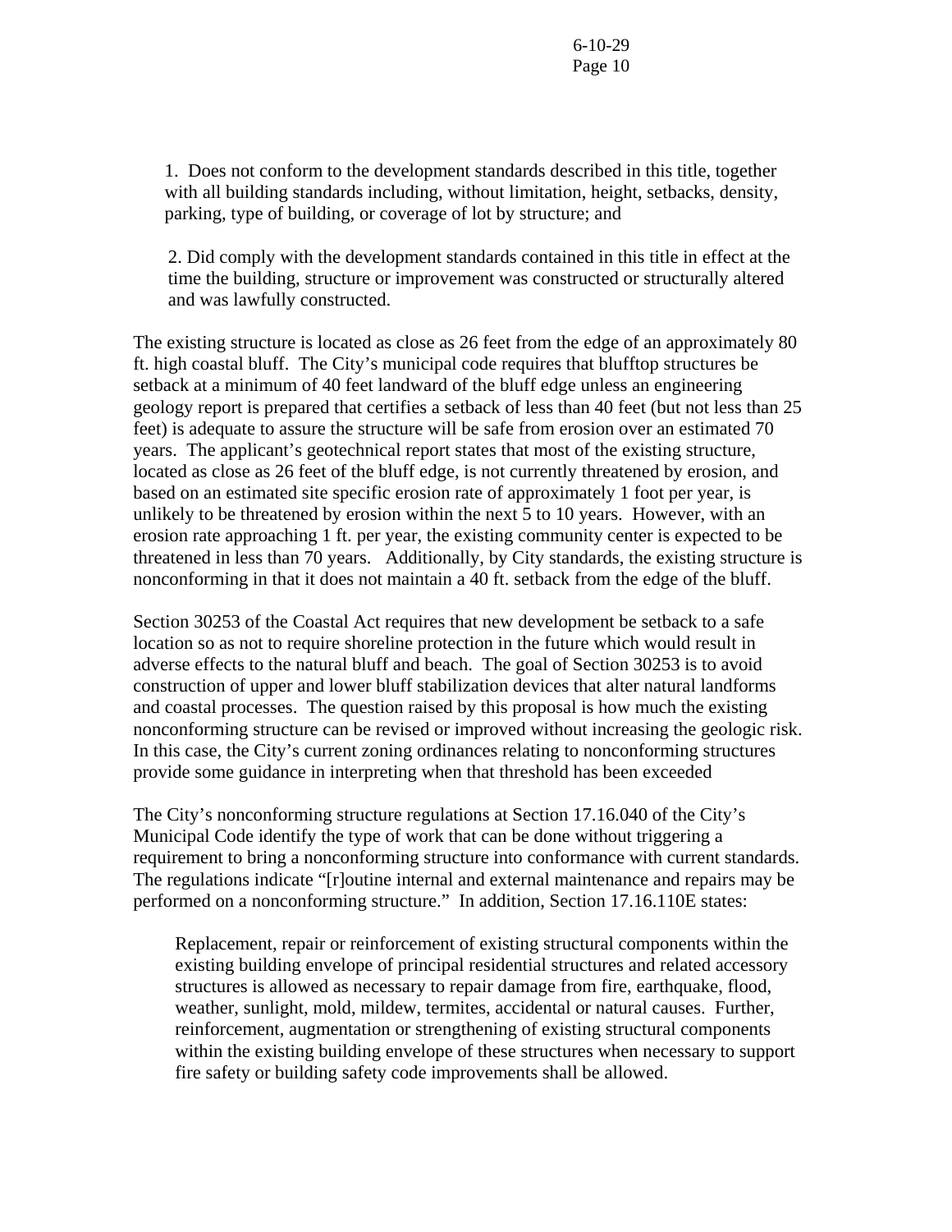1. Does not conform to the development standards described in this title, together with all building standards including, without limitation, height, setbacks, density, parking, type of building, or coverage of lot by structure; and

2. Did comply with the development standards contained in this title in effect at the time the building, structure or improvement was constructed or structurally altered and was lawfully constructed.

The existing structure is located as close as 26 feet from the edge of an approximately 80 ft. high coastal bluff. The City's municipal code requires that blufftop structures be setback at a minimum of 40 feet landward of the bluff edge unless an engineering geology report is prepared that certifies a setback of less than 40 feet (but not less than 25 feet) is adequate to assure the structure will be safe from erosion over an estimated 70 years. The applicant's geotechnical report states that most of the existing structure, located as close as 26 feet of the bluff edge, is not currently threatened by erosion, and based on an estimated site specific erosion rate of approximately 1 foot per year, is unlikely to be threatened by erosion within the next 5 to 10 years. However, with an erosion rate approaching 1 ft. per year, the existing community center is expected to be threatened in less than 70 years. Additionally, by City standards, the existing structure is nonconforming in that it does not maintain a 40 ft. setback from the edge of the bluff.

Section 30253 of the Coastal Act requires that new development be setback to a safe location so as not to require shoreline protection in the future which would result in adverse effects to the natural bluff and beach. The goal of Section 30253 is to avoid construction of upper and lower bluff stabilization devices that alter natural landforms and coastal processes. The question raised by this proposal is how much the existing nonconforming structure can be revised or improved without increasing the geologic risk. In this case, the City's current zoning ordinances relating to nonconforming structures provide some guidance in interpreting when that threshold has been exceeded

The City's nonconforming structure regulations at Section 17.16.040 of the City's Municipal Code identify the type of work that can be done without triggering a requirement to bring a nonconforming structure into conformance with current standards. The regulations indicate "[r]outine internal and external maintenance and repairs may be performed on a nonconforming structure." In addition, Section 17.16.110E states:

> Replacement, repair or reinforcement of existing structural components within the existing building envelope of principal residential structures and related accessory structures is allowed as necessary to repair damage from fire, earthquake, flood, weather, sunlight, mold, mildew, termites, accidental or natural causes. Further, reinforcement, augmentation or strengthening of existing structural components within the existing building envelope of these structures when necessary to support fire safety or building safety code improvements shall be allowed.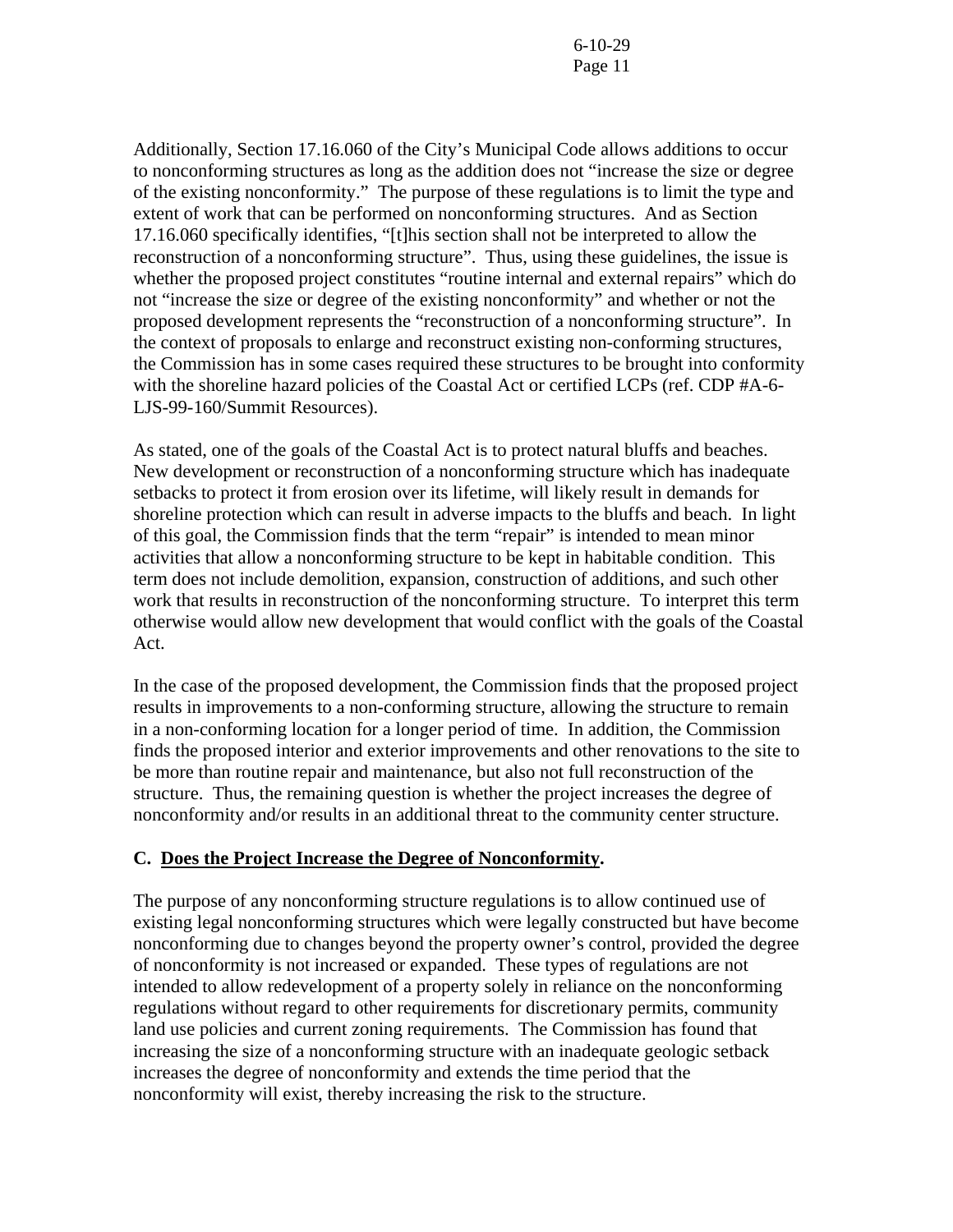Additionally, Section 17.16.060 of the City's Municipal Code allows additions to occur to nonconforming structures as long as the addition does not "increase the size or degree of the existing nonconformity." The purpose of these regulations is to limit the type and extent of work that can be performed on nonconforming structures. And as Section 17.16.060 specifically identifies, "[t]his section shall not be interpreted to allow the reconstruction of a nonconforming structure". Thus, using these guidelines, the issue is whether the proposed project constitutes "routine internal and external repairs" which do not "increase the size or degree of the existing nonconformity" and whether or not the proposed development represents the "reconstruction of a nonconforming structure". In the context of proposals to enlarge and reconstruct existing non-conforming structures, the Commission has in some cases required these structures to be brought into conformity with the shoreline hazard policies of the Coastal Act or certified LCPs (ref. CDP #A-6-LJS-99-160/Summit Resources).

As stated, one of the goals of the Coastal Act is to protect natural bluffs and beaches. New development or reconstruction of a nonconforming structure which has inadequate setbacks to protect it from erosion over its lifetime, will likely result in demands for shoreline protection which can result in adverse impacts to the bluffs and beach. In light of this goal, the Commission finds that the term "repair" is intended to mean minor activities that allow a nonconforming structure to be kept in habitable condition. This term does not include demolition, expansion, construction of additions, and such other work that results in reconstruction of the nonconforming structure. To interpret this term otherwise would allow new development that would conflict with the goals of the Coastal Act.

In the case of the proposed development, the Commission finds that the proposed project results in improvements to a non-conforming structure, allowing the structure to remain in a non-conforming location for a longer period of time. In addition, the Commission finds the proposed interior and exterior improvements and other renovations to the site to be more than routine repair and maintenance, but also not full reconstruction of the structure. Thus, the remaining question is whether the project increases the degree of nonconformity and/or results in an additional threat to the community center structure.

**C. <u>Does the Project Increase the Degree of Nonconformity</u>.**

The purpose of any nonconforming structure regulations is to allow continued use of existing legal nonconforming structures which were legally constructed but have become nonconforming due to changes beyond the property owner's control, provided the degree of nonconformity is not increased or expanded. These types of regulations are not intended to allow redevelopment of a property solely in reliance on the nonconforming regulations without regard to other requirements for discretionary permits, community land use policies and current zoning requirements. The Commission has found that increasing the size of a nonconforming structure with an inadequate geologic setback increases the degree of nonconformity and extends the time period that the nonconformity will exist, thereby increasing the risk to the structure.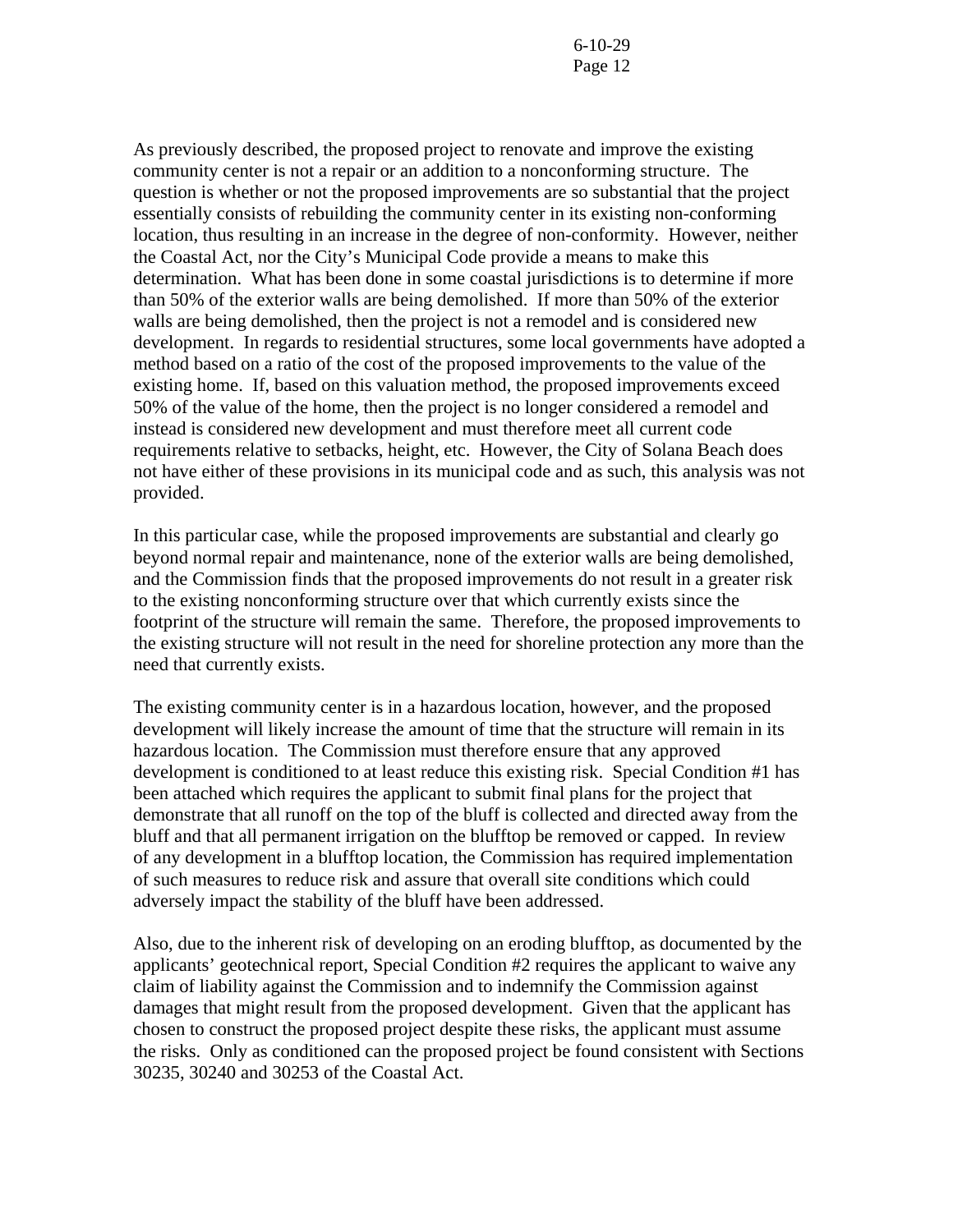As previously described, the proposed project to renovate and improve the existing community center is not a repair or an addition to a nonconforming structure. The question is whether or not the proposed improvements are so substantial that the project essentially consists of rebuilding the community center in its existing non-conforming location, thus resulting in an increase in the degree of non-conformity. However, neither the Coastal Act, nor the City's Municipal Code provide a means to make this determination. What has been done in some coastal jurisdictions is to determine if more than 50% of the exterior walls are being demolished. If more than 50% of the exterior walls are being demolished, then the project is not a remodel and is considered new development. In regards to residential structures, some local governments have adopted a method based on a ratio of the cost of the proposed improvements to the value of the existing home. If, based on this valuation method, the proposed improvements exceed 50% of the value of the home, then the project is no longer considered a remodel and instead is considered new development and must therefore meet all current code requirements relative to setbacks, height, etc. However, the City of Solana Beach does not have either of these provisions in its municipal code and as such, this analysis was not provided.

In this particular case, while the proposed improvements are substantial and clearly go beyond normal repair and maintenance, none of the exterior walls are being demolished, and the Commission finds that the proposed improvements do not result in a greater risk to the existing nonconforming structure over that which currently exists since the footprint of the structure will remain the same. Therefore, the proposed improvements to the existing structure will not result in the need for shoreline protection any more than the need that currently exists.

The existing community center is in a hazardous location, however, and the proposed development will likely increase the amount of time that the structure will remain in its hazardous location. The Commission must therefore ensure that any approved development is conditioned to at least reduce this existing risk. Special Condition #1 has been attached which requires the applicant to submit final plans for the project that demonstrate that all runoff on the top of the bluff is collected and directed away from the bluff and that all permanent irrigation on the blufftop be removed or capped. In review of any development in a blufftop location, the Commission has required implementation of such measures to reduce risk and assure that overall site conditions which could adversely impact the stability of the bluff have been addressed.

Also, due to the inherent risk of developing on an eroding blufftop, as documented by the applicants' geotechnical report, Special Condition #2 requires the applicant to waive any claim of liability against the Commission and to indemnify the Commission against damages that might result from the proposed development. Given that the applicant has chosen to construct the proposed project despite these risks, the applicant must assume the risks. Only as conditioned can the proposed project be found consistent with Sections 30235, 30240 and 30253 of the Coastal Act.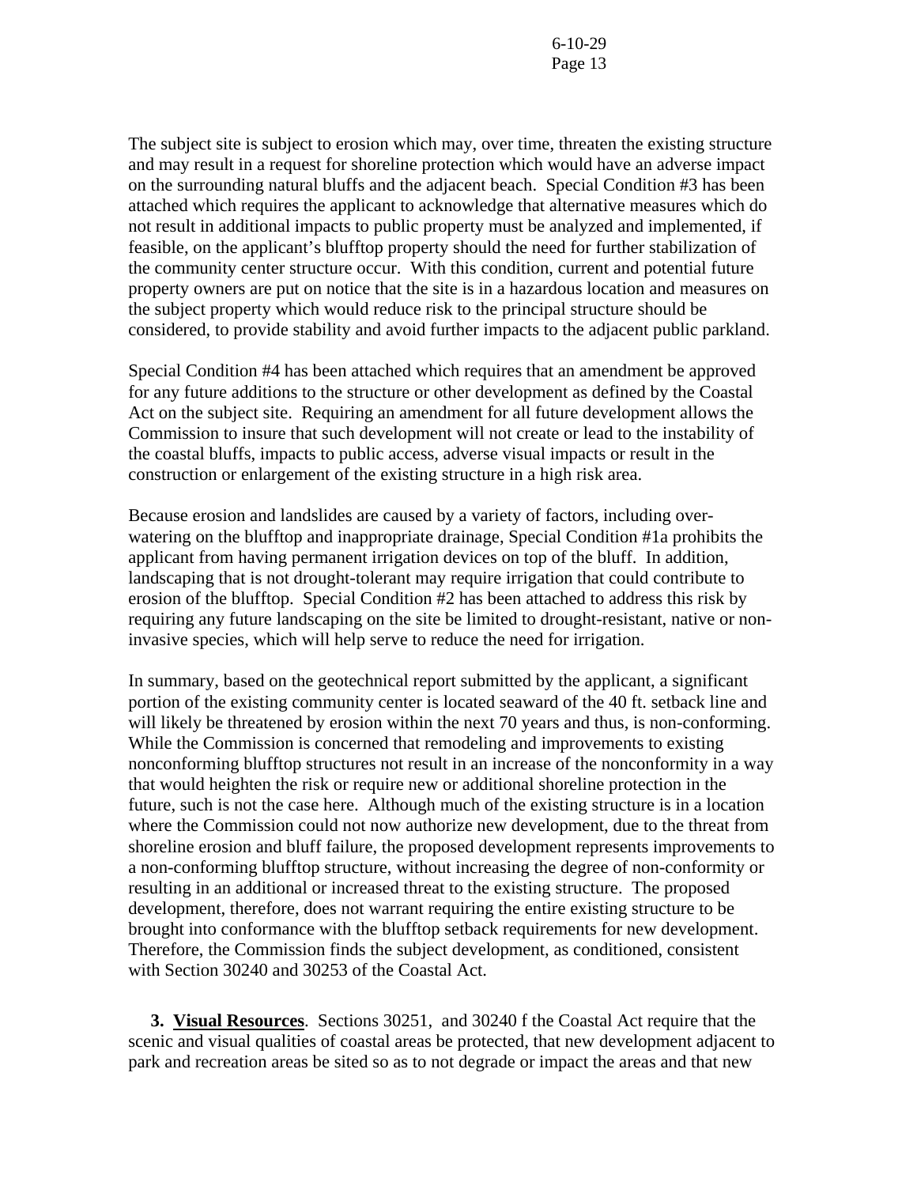The subject site is subject to erosion which may, over time, threaten the existing structure and may result in a request for shoreline protection which would have an adverse impact on the surrounding natural bluffs and the adjacent beach. Special Condition #3 has been attached which requires the applicant to acknowledge that alternative measures which do not result in additional impacts to public property must be analyzed and implemented, if feasible, on the applicant's blufftop property should the need for further stabilization of the community center structure occur. With this condition, current and potential future property owners are put on notice that the site is in a hazardous location and measures on the subject property which would reduce risk to the principal structure should be considered, to provide stability and avoid further impacts to the adjacent public parkland.

Special Condition #4 has been attached which requires that an amendment be approved for any future additions to the structure or other development as defined by the Coastal Act on the subject site. Requiring an amendment for all future development allows the Commission to insure that such development will not create or lead to the instability of the coastal bluffs, impacts to public access, adverse visual impacts or result in the construction or enlargement of the existing structure in a high risk area.

Because erosion and landslides are caused by a variety of factors, including over-watering on the blufftop and inappropriate drainage, Special Condition #1a prohibits the applicant from having permanent irrigation devices on top of the bluff. In addition, landscaping that is not drought-tolerant may require irrigation that could contribute to erosion of the blufftop. Special Condition #2 has been attached to address this risk by requiring any future landscaping on the site be limited to drought-resistant, native or non-invasive species, which will help serve to reduce the need for irrigation.

In summary, based on the geotechnical report submitted by the applicant, a significant portion of the existing community center is located seaward of the 40 ft. setback line and will likely be threatened by erosion within the next 70 years and thus, is non-conforming. While the Commission is concerned that remodeling and improvements to existing nonconforming blufftop structures not result in an increase of the nonconformity in a way that would heighten the risk or require new or additional shoreline protection in the future, such is not the case here. Although much of the existing structure is in a location where the Commission could not now authorize new development, due to the threat from shoreline erosion and bluff failure, the proposed development represents improvements to a non-conforming blufftop structure, without increasing the degree of non-conformity or resulting in an additional or increased threat to the existing structure. The proposed development, therefore, does not warrant requiring the entire existing structure to be brought into conformance with the blufftop setback requirements for new development. Therefore, the Commission finds the subject development, as conditioned, consistent with Section 30240 and 30253 of the Coastal Act.

**3. <u>Visual Resources</u>**. Sections 30251, and 30240 f the Coastal Act require that the scenic and visual qualities of coastal areas be protected, that new development adjacent to park and recreation areas be sited so as to not degrade or impact the areas and that new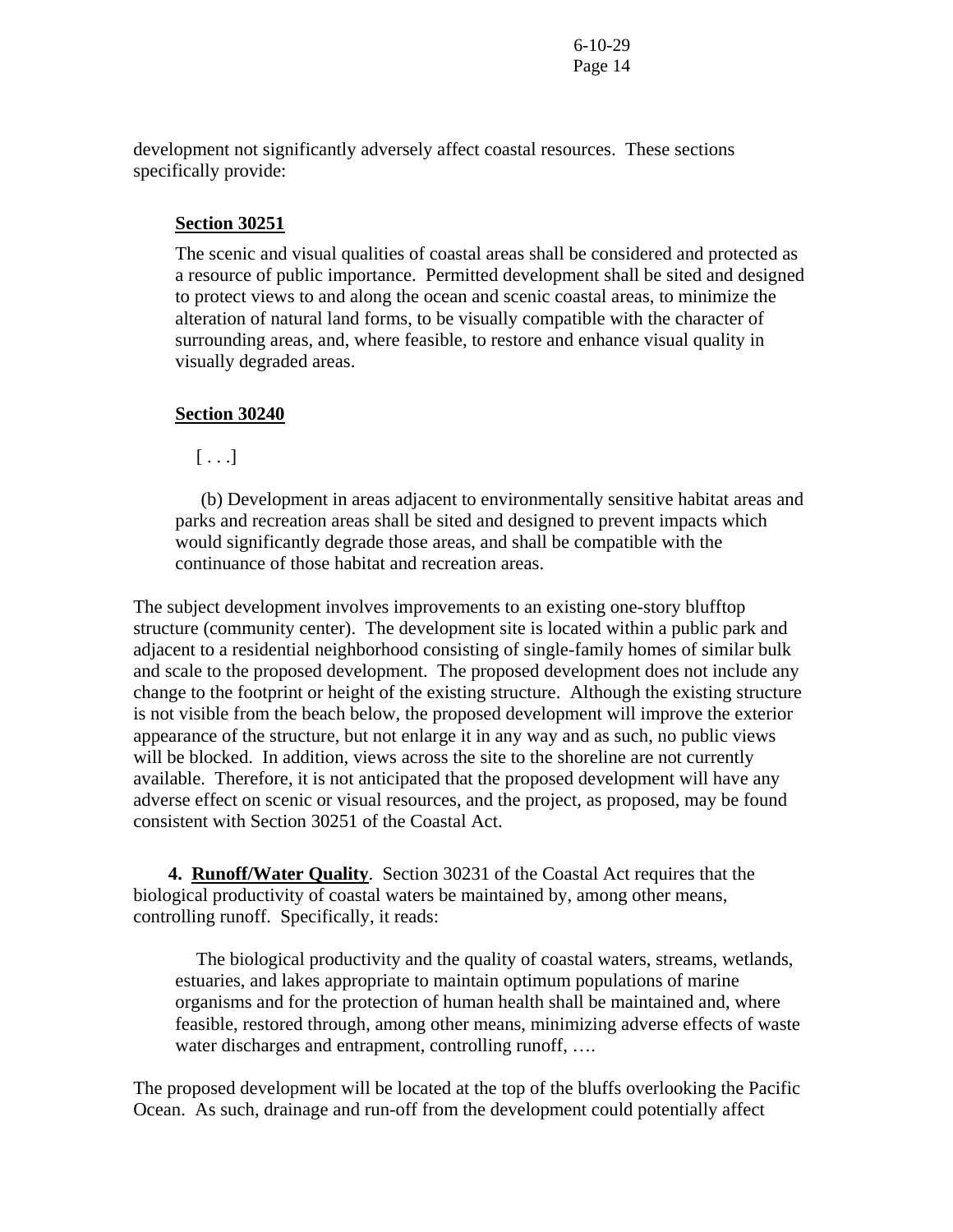development not significantly adversely affect coastal resources. These sections specifically provide:

> **Section 30251**
>
> The scenic and visual qualities of coastal areas shall be considered and protected as a resource of public importance. Permitted development shall be sited and designed to protect views to and along the ocean and scenic coastal areas, to minimize the alteration of natural land forms, to be visually compatible with the character of surrounding areas, and, where feasible, to restore and enhance visual quality in visually degraded areas.
>
> **Section 30240**
>
> [ . . .]
>
> (b) Development in areas adjacent to environmentally sensitive habitat areas and parks and recreation areas shall be sited and designed to prevent impacts which would significantly degrade those areas, and shall be compatible with the continuance of those habitat and recreation areas.

The subject development involves improvements to an existing one-story blufftop structure (community center). The development site is located within a public park and adjacent to a residential neighborhood consisting of single-family homes of similar bulk and scale to the proposed development. The proposed development does not include any change to the footprint or height of the existing structure. Although the existing structure is not visible from the beach below, the proposed development will improve the exterior appearance of the structure, but not enlarge it in any way and as such, no public views will be blocked. In addition, views across the site to the shoreline are not currently available. Therefore, it is not anticipated that the proposed development will have any adverse effect on scenic or visual resources, and the project, as proposed, may be found consistent with Section 30251 of the Coastal Act.

**4. Runoff/Water Quality**. Section 30231 of the Coastal Act requires that the biological productivity of coastal waters be maintained by, among other means, controlling runoff. Specifically, it reads:

> The biological productivity and the quality of coastal waters, streams, wetlands, estuaries, and lakes appropriate to maintain optimum populations of marine organisms and for the protection of human health shall be maintained and, where feasible, restored through, among other means, minimizing adverse effects of waste water discharges and entrapment, controlling runoff, ….

The proposed development will be located at the top of the bluffs overlooking the Pacific Ocean. As such, drainage and run-off from the development could potentially affect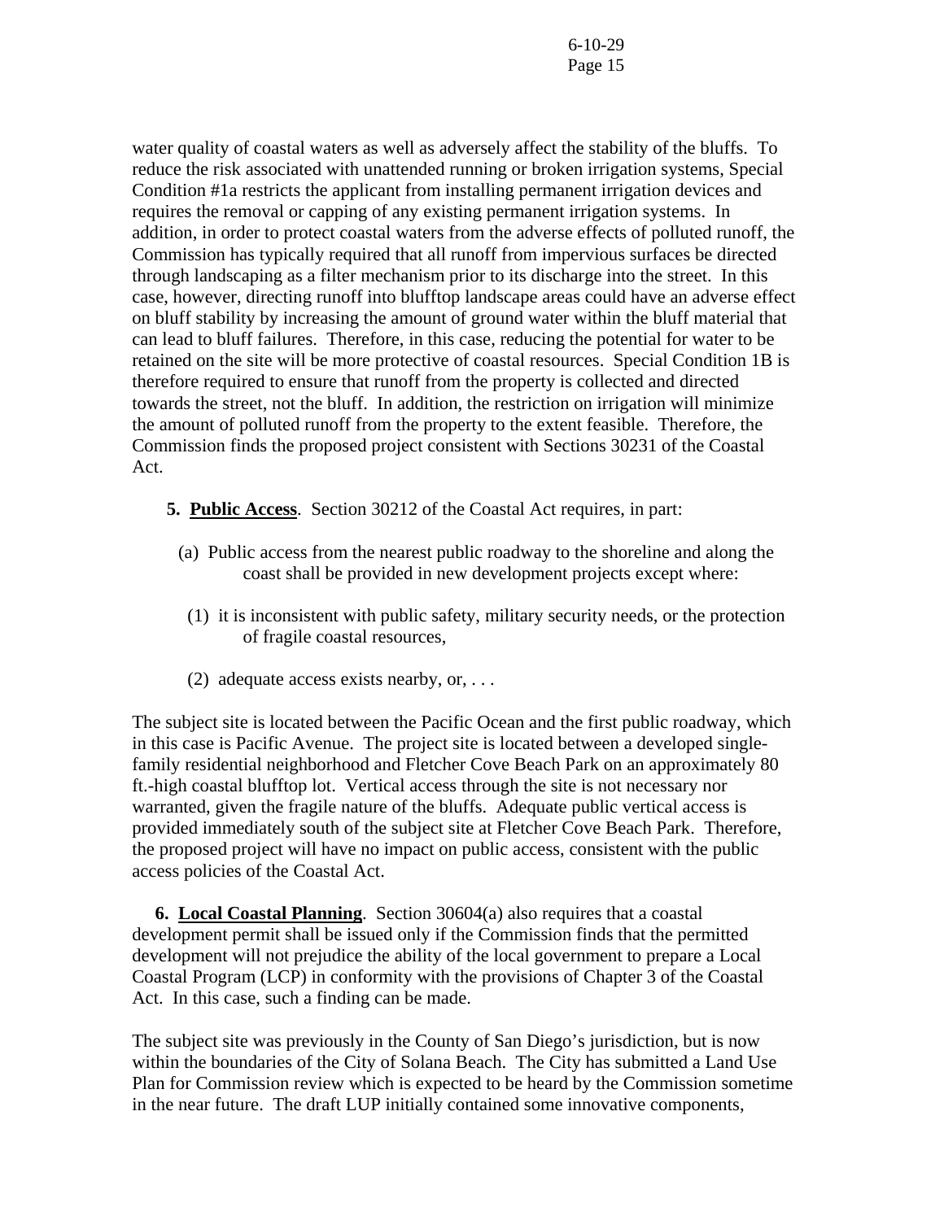water quality of coastal waters as well as adversely affect the stability of the bluffs. To reduce the risk associated with unattended running or broken irrigation systems, Special Condition #1a restricts the applicant from installing permanent irrigation devices and requires the removal or capping of any existing permanent irrigation systems. In addition, in order to protect coastal waters from the adverse effects of polluted runoff, the Commission has typically required that all runoff from impervious surfaces be directed through landscaping as a filter mechanism prior to its discharge into the street. In this case, however, directing runoff into blufftop landscape areas could have an adverse effect on bluff stability by increasing the amount of ground water within the bluff material that can lead to bluff failures. Therefore, in this case, reducing the potential for water to be retained on the site will be more protective of coastal resources. Special Condition 1B is therefore required to ensure that runoff from the property is collected and directed towards the street, not the bluff. In addition, the restriction on irrigation will minimize the amount of polluted runoff from the property to the extent feasible. Therefore, the Commission finds the proposed project consistent with Sections 30231 of the Coastal Act.

**5. <u>Public Access</u>**. Section 30212 of the Coastal Act requires, in part:

(a) Public access from the nearest public roadway to the shoreline and along the coast shall be provided in new development projects except where:

(1) it is inconsistent with public safety, military security needs, or the protection of fragile coastal resources,

(2) adequate access exists nearby, or, . . .

The subject site is located between the Pacific Ocean and the first public roadway, which in this case is Pacific Avenue. The project site is located between a developed single-family residential neighborhood and Fletcher Cove Beach Park on an approximately 80 ft.-high coastal blufftop lot. Vertical access through the site is not necessary nor warranted, given the fragile nature of the bluffs. Adequate public vertical access is provided immediately south of the subject site at Fletcher Cove Beach Park. Therefore, the proposed project will have no impact on public access, consistent with the public access policies of the Coastal Act.

**6. <u>Local Coastal Planning</u>**. Section 30604(a) also requires that a coastal development permit shall be issued only if the Commission finds that the permitted development will not prejudice the ability of the local government to prepare a Local Coastal Program (LCP) in conformity with the provisions of Chapter 3 of the Coastal Act. In this case, such a finding can be made.

The subject site was previously in the County of San Diego's jurisdiction, but is now within the boundaries of the City of Solana Beach. The City has submitted a Land Use Plan for Commission review which is expected to be heard by the Commission sometime in the near future. The draft LUP initially contained some innovative components,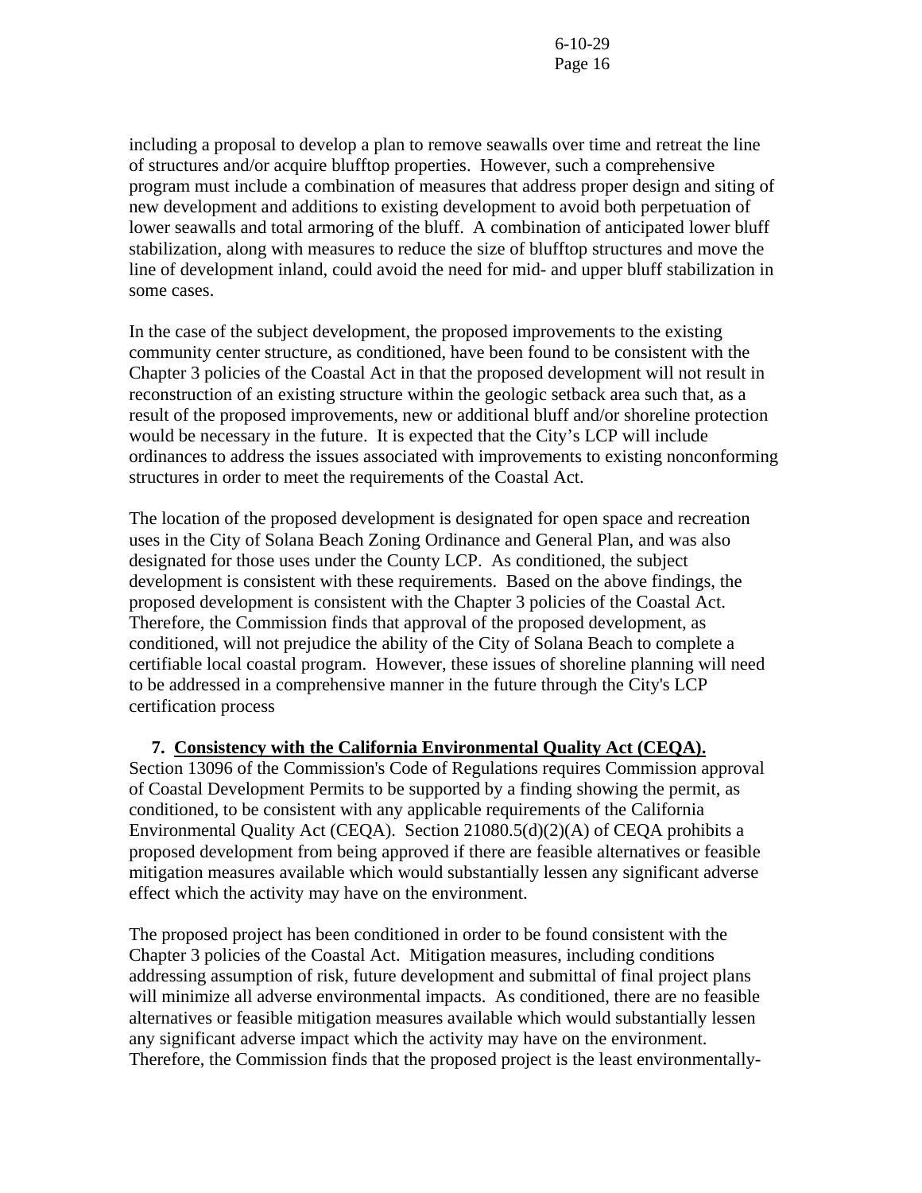including a proposal to develop a plan to remove seawalls over time and retreat the line of structures and/or acquire blufftop properties. However, such a comprehensive program must include a combination of measures that address proper design and siting of new development and additions to existing development to avoid both perpetuation of lower seawalls and total armoring of the bluff. A combination of anticipated lower bluff stabilization, along with measures to reduce the size of blufftop structures and move the line of development inland, could avoid the need for mid- and upper bluff stabilization in some cases.

In the case of the subject development, the proposed improvements to the existing community center structure, as conditioned, have been found to be consistent with the Chapter 3 policies of the Coastal Act in that the proposed development will not result in reconstruction of an existing structure within the geologic setback area such that, as a result of the proposed improvements, new or additional bluff and/or shoreline protection would be necessary in the future. It is expected that the City's LCP will include ordinances to address the issues associated with improvements to existing nonconforming structures in order to meet the requirements of the Coastal Act.

The location of the proposed development is designated for open space and recreation uses in the City of Solana Beach Zoning Ordinance and General Plan, and was also designated for those uses under the County LCP. As conditioned, the subject development is consistent with these requirements. Based on the above findings, the proposed development is consistent with the Chapter 3 policies of the Coastal Act. Therefore, the Commission finds that approval of the proposed development, as conditioned, will not prejudice the ability of the City of Solana Beach to complete a certifiable local coastal program. However, these issues of shoreline planning will need to be addressed in a comprehensive manner in the future through the City's LCP certification process

**7. Consistency with the California Environmental Quality Act (CEQA).**

Section 13096 of the Commission's Code of Regulations requires Commission approval of Coastal Development Permits to be supported by a finding showing the permit, as conditioned, to be consistent with any applicable requirements of the California Environmental Quality Act (CEQA). Section 21080.5(d)(2)(A) of CEQA prohibits a proposed development from being approved if there are feasible alternatives or feasible mitigation measures available which would substantially lessen any significant adverse effect which the activity may have on the environment.

The proposed project has been conditioned in order to be found consistent with the Chapter 3 policies of the Coastal Act. Mitigation measures, including conditions addressing assumption of risk, future development and submittal of final project plans will minimize all adverse environmental impacts. As conditioned, there are no feasible alternatives or feasible mitigation measures available which would substantially lessen any significant adverse impact which the activity may have on the environment. Therefore, the Commission finds that the proposed project is the least environmentally-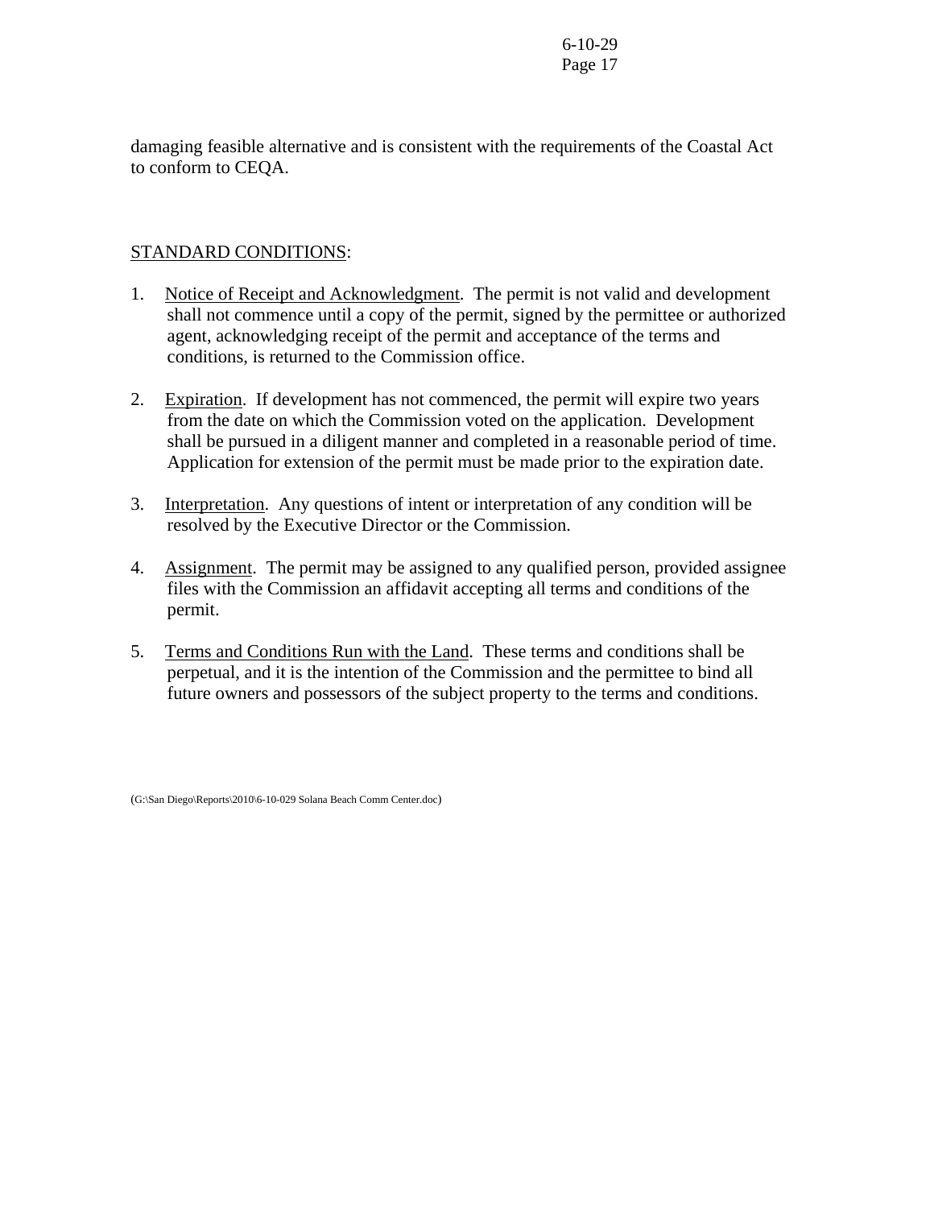damaging feasible alternative and is consistent with the requirements of the Coastal Act to conform to CEQA.

<u>STANDARD CONDITIONS</u>:

1. <u>Notice of Receipt and Acknowledgment</u>. The permit is not valid and development shall not commence until a copy of the permit, signed by the permittee or authorized agent, acknowledging receipt of the permit and acceptance of the terms and conditions, is returned to the Commission office.

2. <u>Expiration</u>. If development has not commenced, the permit will expire two years from the date on which the Commission voted on the application. Development shall be pursued in a diligent manner and completed in a reasonable period of time. Application for extension of the permit must be made prior to the expiration date.

3. <u>Interpretation</u>. Any questions of intent or interpretation of any condition will be resolved by the Executive Director or the Commission.

4. <u>Assignment</u>. The permit may be assigned to any qualified person, provided assignee files with the Commission an affidavit accepting all terms and conditions of the permit.

5. <u>Terms and Conditions Run with the Land</u>. These terms and conditions shall be perpetual, and it is the intention of the Commission and the permittee to bind all future owners and possessors of the subject property to the terms and conditions.

(G:\San Diego\Reports\2010\6-10-029 Solana Beach Comm Center.doc)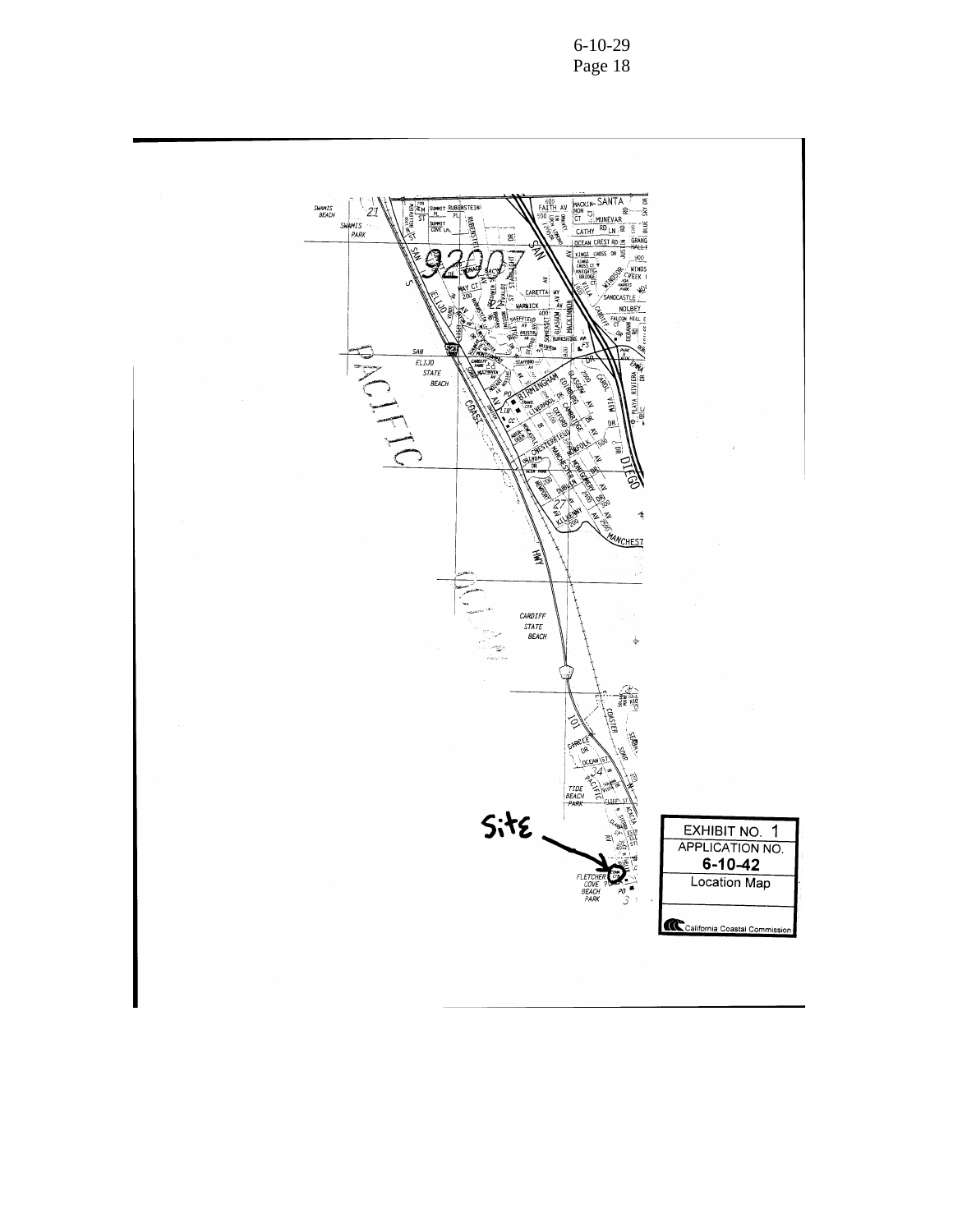EXHIBIT NO. 1

APPLICATION NO.

**6-10-42**

Location Map

California Coastal Commission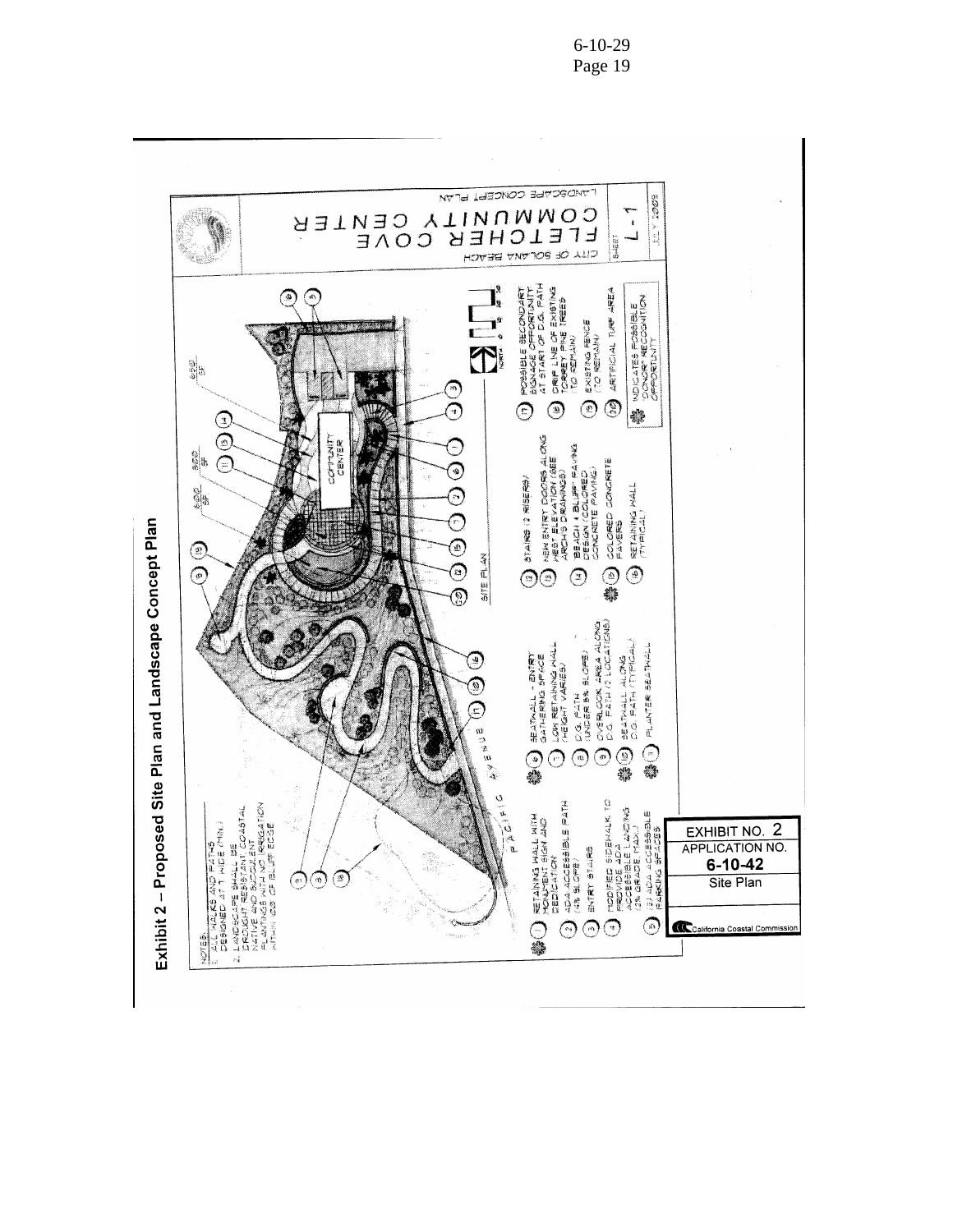# Exhibit 2 – Proposed Site Plan and Landscape Concept Plan

NOTES:
1. ALL WALKS AND PATHS DESIGNED AT 7' WIDE (MIN.)
2. LANDSCAPE SHALL BE DROUGHT RESISTANT COASTAL NATIVE AND SUCCULENT PLANTINGS WITH NO IRRIGATION WITHIN 100' OF BLUFF EDGE

PACIFIC AVENUE

COMMUNITY CENTER

600 SF

300 SF

650 SF

SITE PLAN

1. RETAINING WALL WITH MONUMENT SIGN AND DEDICATION
2. ADA ACCESSIBLE PATH (4% SLOPE)
3. ENTRY STAIRS
4. MODIFIED SIDEWALK TO PROVIDE ADA ACCESSIBLE LANDING (2% GRADE MAX.)
5. (2) ADA ACCESSIBLE PARKING SPACES
6. SEATWALL - ENTRY GATHERING SPACE
7. LOW RETAINING WALL (HEIGHT VARIES)
8. D.G. PATH (UNDER 5% SLOPE)
9. OVERLOOK AREA ALONG D.G. PATH (2 LOCATIONS)
10. SEATWALL ALONG D.G. PATH (TYPICAL)
11. PLANTER SEATWALL
12. STAIRS (2 RISERS)
13. NEW ENTRY DOORS ALONG WEST ELEVATION (SEE ARCH'L DRAWINGS)
14. BEACH & BLUFF PAVING DESIGN (COLORED CONCRETE PAVING)
15. COLORED CONCRETE PAVERS
16. RETAINING WALL (TYPICAL)
17. POSSIBLE SECONDARY SIGNAGE OPPORTUNITY AT START OF D.G. PATH
18. DRIP LINE OF EXISTING TORREY PINE TREES (TO REMAIN)
19. EXISTING FENCE (TO REMAIN)
20. ARTIFICIAL TURF AREA

INDICATES POSSIBLE DONOR RECOGNITION OPPORTUNITY

NORTH

CITY OF SOLANA BEACH

FLETCHER COVE COMMUNITY CENTER

LANDSCAPE CONCEPT PLAN

SHEET L-1

JULY 2009

EXHIBIT NO. 2
APPLICATION NO.
**6-10-42**
Site Plan

California Coastal Commission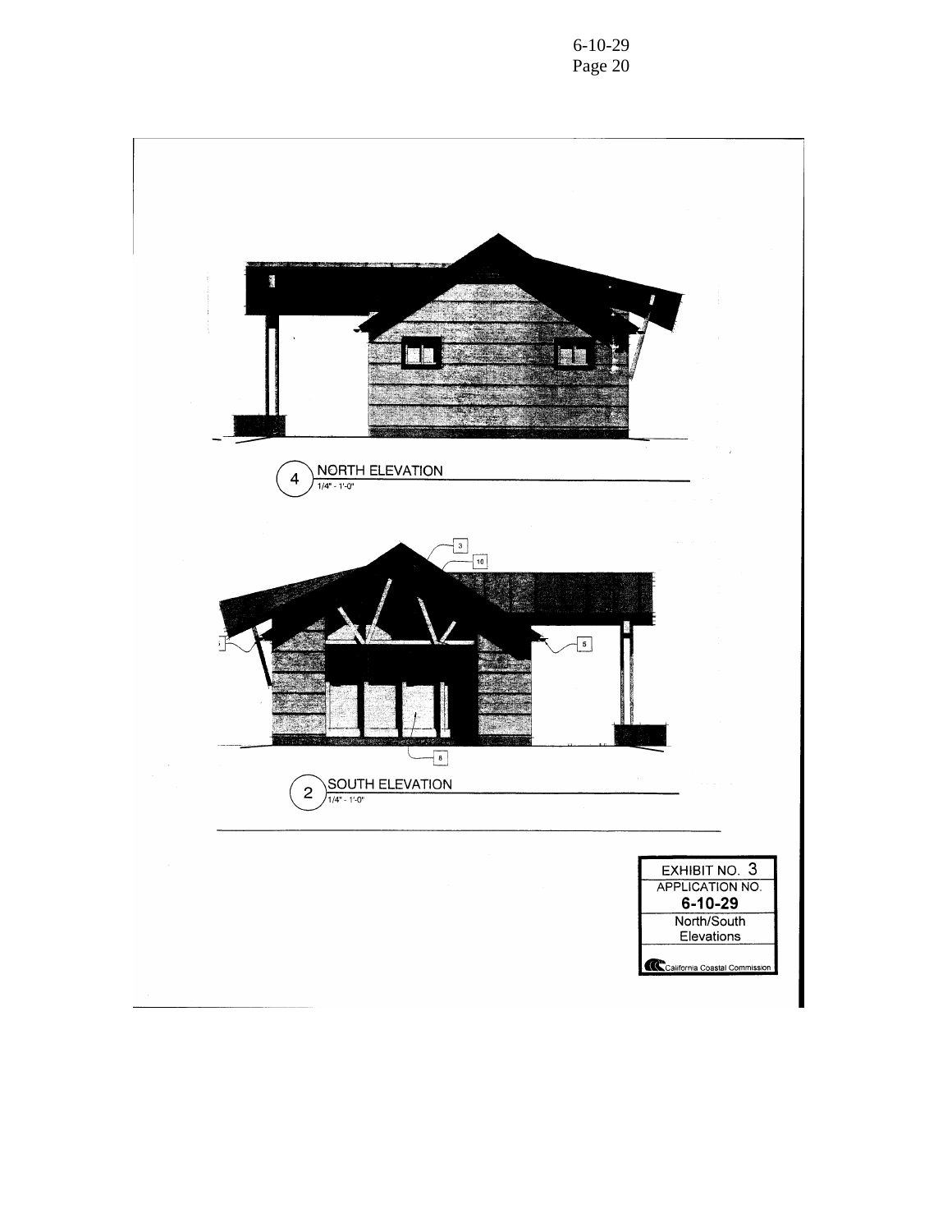4 NORTH ELEVATION
1/4" - 1'-0"

2 SOUTH ELEVATION
1/4" - 1'-0"

EXHIBIT NO. 3
APPLICATION NO.
**6-10-29**
North/South Elevations
California Coastal Commission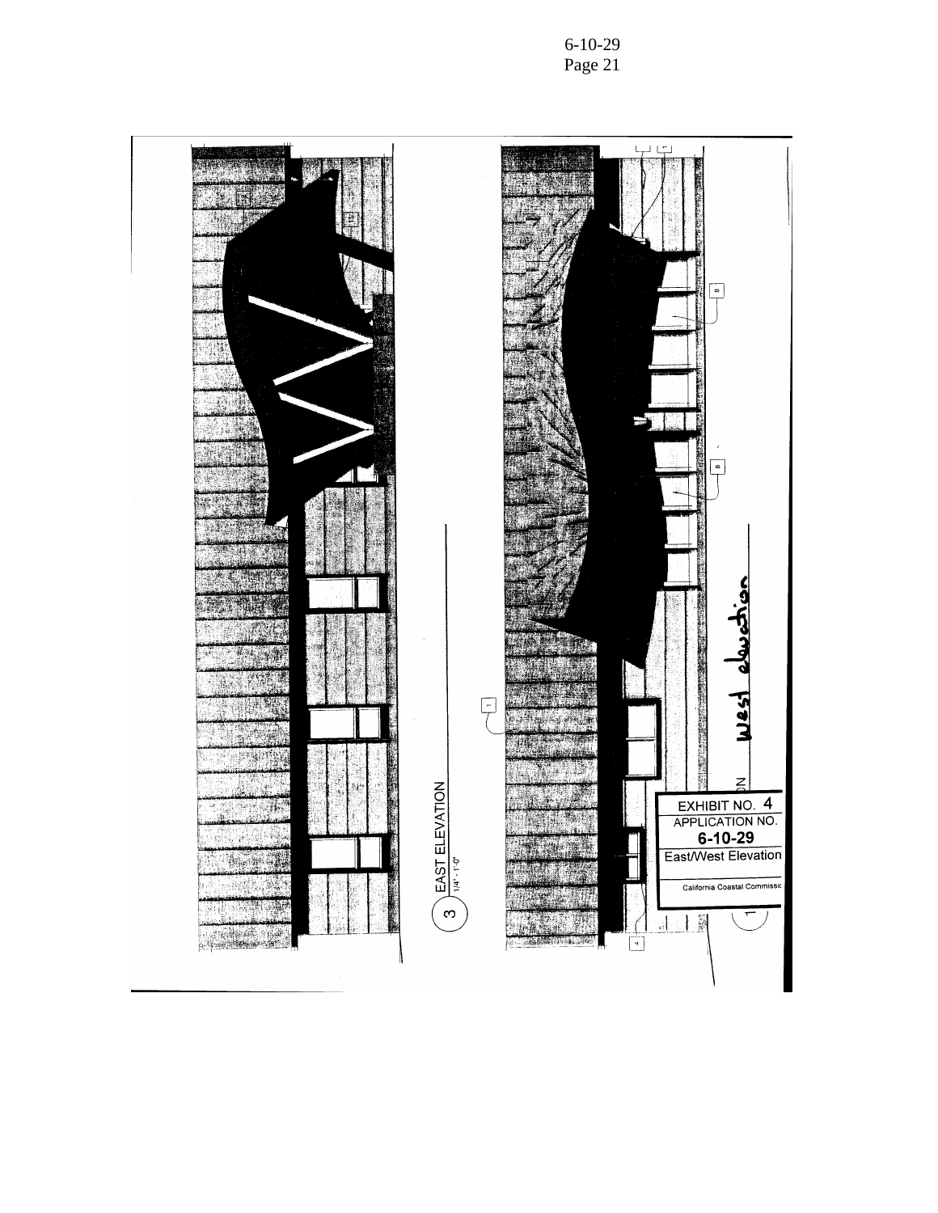3 EAST ELEVATION
1/4" - 1'-0"

West elevation

EXHIBIT NO. 4
APPLICATION NO.
6-10-29
East/West Elevation
California Coastal Commissio